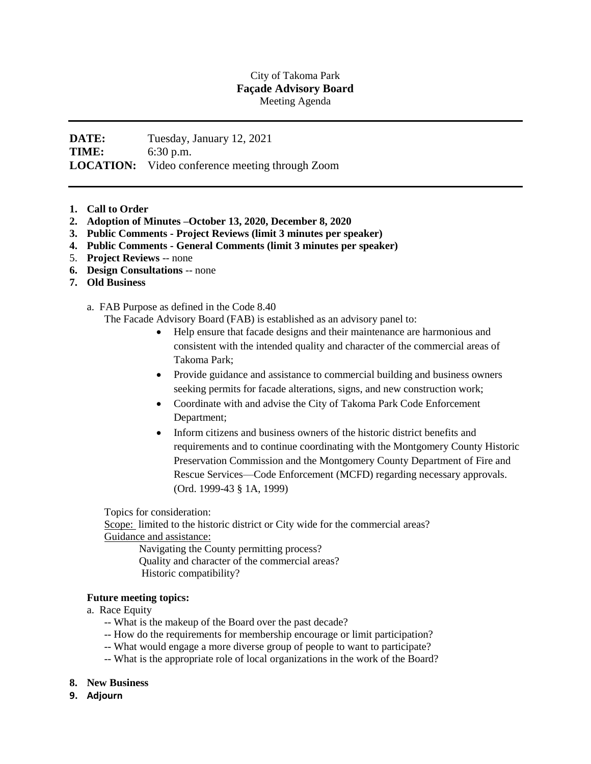City of Takoma Park

**Façade Advisory Board**

Meeting Agenda

---

**DATE:** Tuesday, January 12, 2021

**TIME:** 6:30 p.m.

**LOCATION:** Video conference meeting through Zoom

---

1. **Call to Order**
2. **Adoption of Minutes –October 13, 2020, December 8, 2020**
3. **Public Comments - Project Reviews (limit 3 minutes per speaker)**
4. **Public Comments - General Comments (limit 3 minutes per speaker)**
5. **Project Reviews** -- none
6. **Design Consultations** -- none
7. **Old Business**

   a. FAB Purpose as defined in the Code 8.40

   The Facade Advisory Board (FAB) is established as an advisory panel to:

   - Help ensure that facade designs and their maintenance are harmonious and consistent with the intended quality and character of the commercial areas of Takoma Park;
   - Provide guidance and assistance to commercial building and business owners seeking permits for facade alterations, signs, and new construction work;
   - Coordinate with and advise the City of Takoma Park Code Enforcement Department;
   - Inform citizens and business owners of the historic district benefits and requirements and to continue coordinating with the Montgomery County Historic Preservation Commission and the Montgomery County Department of Fire and Rescue Services—Code Enforcement (MCFD) regarding necessary approvals. (Ord. 1999-43 § 1A, 1999)

   Topics for consideration:

   Scope: limited to the historic district or City wide for the commercial areas?

   Guidance and assistance:

   Navigating the County permitting process?

   Quality and character of the commercial areas?

   Historic compatibility?

   **Future meeting topics:**

   a. Race Equity

   -- What is the makeup of the Board over the past decade?

   -- How do the requirements for membership encourage or limit participation?

   -- What would engage a more diverse group of people to want to participate?

   -- What is the appropriate role of local organizations in the work of the Board?

8. **New Business**
9. **Adjourn**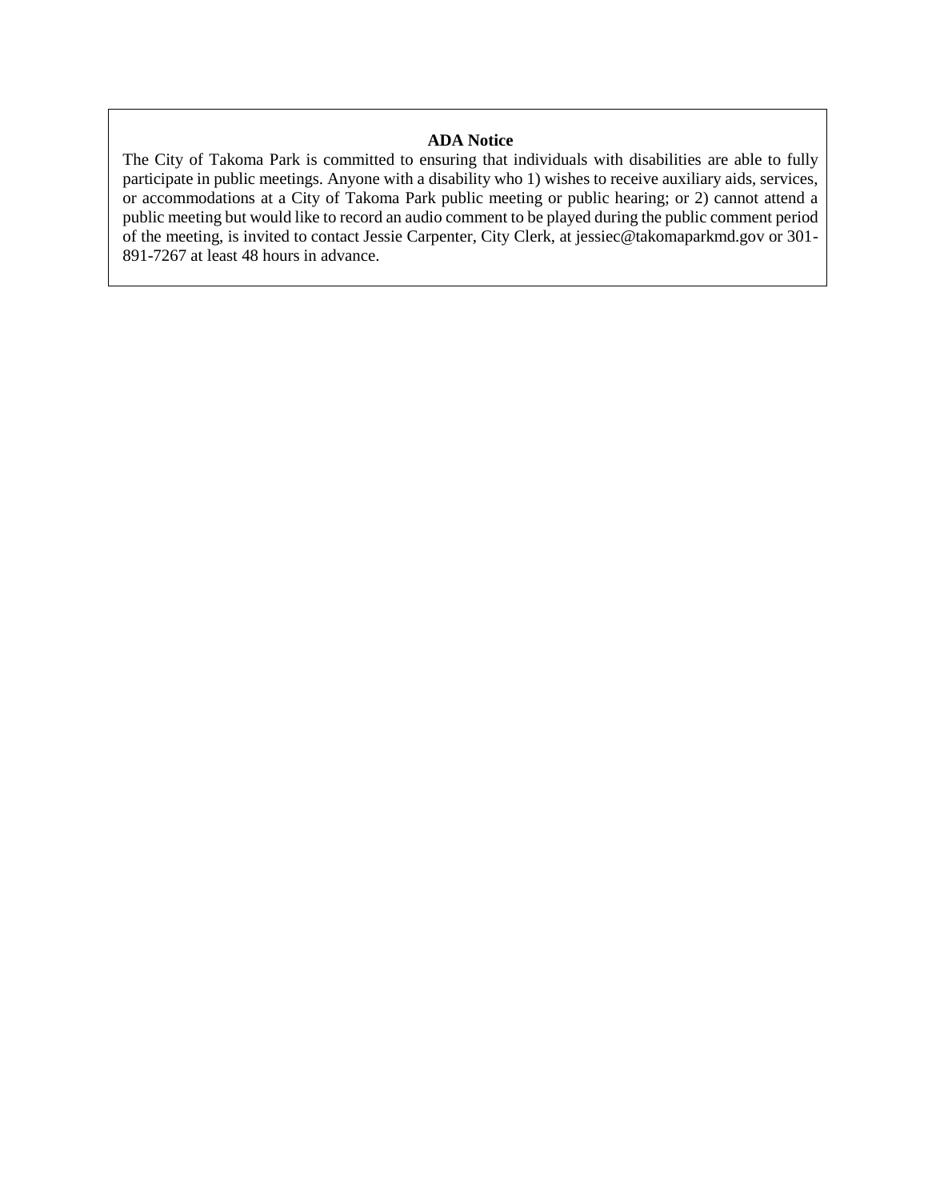**ADA Notice**

The City of Takoma Park is committed to ensuring that individuals with disabilities are able to fully participate in public meetings. Anyone with a disability who 1) wishes to receive auxiliary aids, services, or accommodations at a City of Takoma Park public meeting or public hearing; or 2) cannot attend a public meeting but would like to record an audio comment to be played during the public comment period of the meeting, is invited to contact Jessie Carpenter, City Clerk, at jessiec@takomaparkmd.gov or 301-891-7267 at least 48 hours in advance.